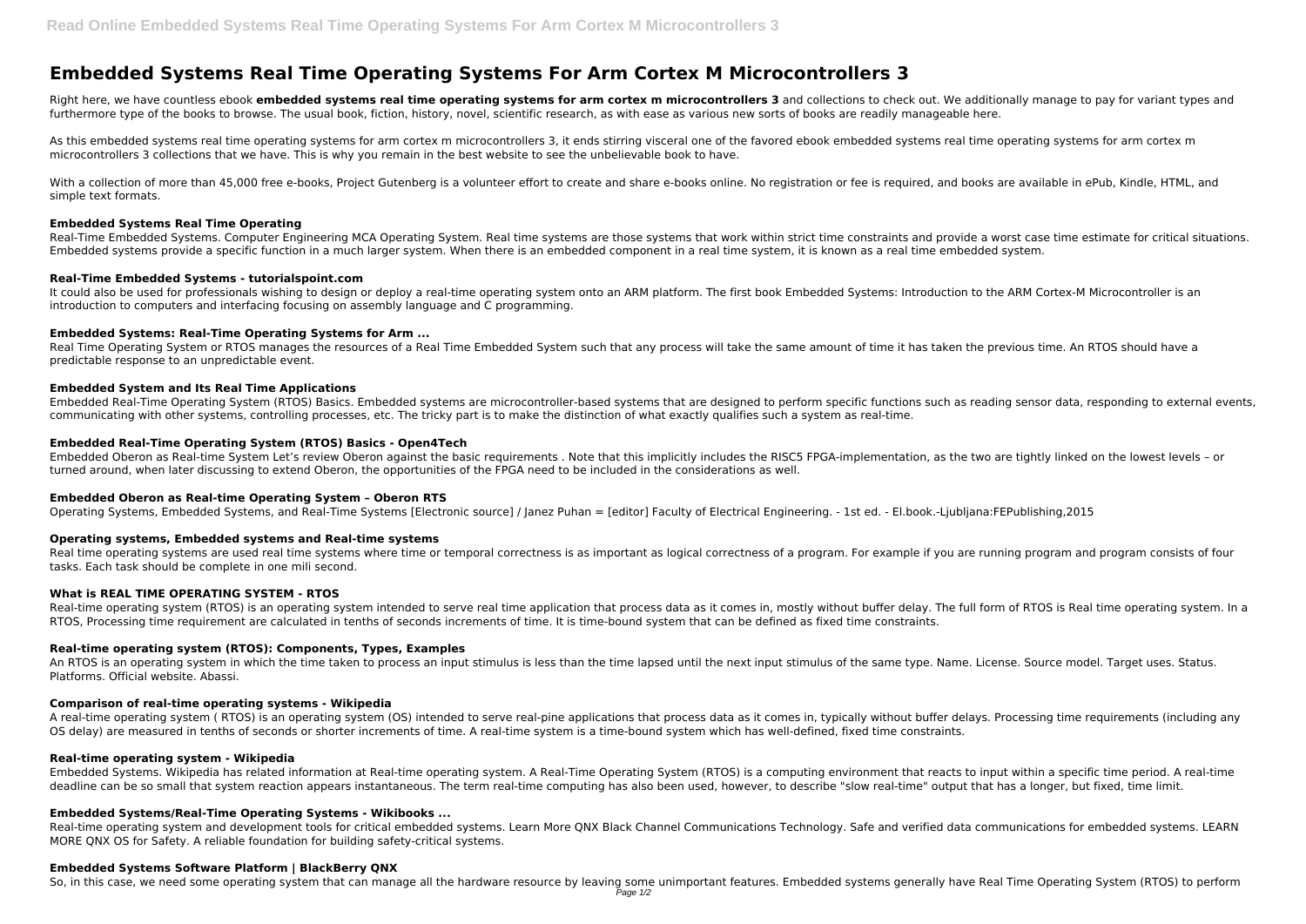# Embedded Systems Real Time Operating Systems For Arm Cortex M Microcontrollers 3

Right here, we have countless ebook **embedded systems real time operating systems for arm cortex m microcontrollers 3** and collections to check out. We additionally manage to pay for variant types and furthermore type of the books to browse. The usual book, fiction, history, novel, scientific research, as with ease as various new sorts of books are readily manageable here.

As this embedded systems real time operating systems for arm cortex m microcontrollers 3, it ends stirring visceral one of the favored ebook embedded systems real time operating systems for arm cortex m microcontrollers 3 collections that we have. This is why you remain in the best website to see the unbelievable book to have.

With a collection of more than 45,000 free e-books, Project Gutenberg is a volunteer effort to create and share e-books online. No registration or fee is required, and books are available in ePub, Kindle, HTML, and simple text formats.

### Embedded Systems Real Time Operating

Real-Time Embedded Systems. Computer Engineering MCA Operating System. Real time systems are those systems that work within strict time constraints and provide a worst case time estimate for critical situations. Embedded systems provide a specific function in a much larger system. When there is an embedded component in a real time system, it is known as a real time embedded system.

### Real-Time Embedded Systems - tutorialspoint.com

It could also be used for professionals wishing to design or deploy a real-time operating system onto an ARM platform. The first book Embedded Systems: Introduction to the ARM Cortex-M Microcontroller is an introduction to computers and interfacing focusing on assembly language and C programming.

### Embedded Systems: Real-Time Operating Systems for Arm ...

Real Time Operating System or RTOS manages the resources of a Real Time Embedded System such that any process will take the same amount of time it has taken the previous time. An RTOS should have a predictable response to an unpredictable event.

### Embedded System and Its Real Time Applications

Embedded Real-Time Operating System (RTOS) Basics. Embedded systems are microcontroller-based systems that are designed to perform specific functions such as reading sensor data, responding to external events, communicating with other systems, controlling processes, etc. The tricky part is to make the distinction of what exactly qualifies such a system as real-time.

### Embedded Real-Time Operating System (RTOS) Basics - Open4Tech

Embedded Oberon as Real-time System Let's review Oberon against the basic requirements . Note that this implicitly includes the RISC5 FPGA-implementation, as the two are tightly linked on the lowest levels – or turned around, when later discussing to extend Oberon, the opportunities of the FPGA need to be included in the considerations as well.

### Embedded Oberon as Real-time Operating System – Oberon RTS

Operating Systems, Embedded Systems, and Real-Time Systems [Electronic source] / Janez Puhan = [editor] Faculty of Electrical Engineering. - 1st ed. - El.book.-Ljubljana:FEPublishing,2015

### Operating systems, Embedded systems and Real-time systems

Real time operating systems are used real time systems where time or temporal correctness is as important as logical correctness of a program. For example if you are running program and program consists of four tasks. Each task should be complete in one mili second.

### What is REAL TIME OPERATING SYSTEM - RTOS

Real-time operating system (RTOS) is an operating system intended to serve real time application that process data as it comes in, mostly without buffer delay. The full form of RTOS is Real time operating system. In a RTOS, Processing time requirement are calculated in tenths of seconds increments of time. It is time-bound system that can be defined as fixed time constraints.

### Real-time operating system (RTOS): Components, Types, Examples

An RTOS is an operating system in which the time taken to process an input stimulus is less than the time lapsed until the next input stimulus of the same type. Name. License. Source model. Target uses. Status. Platforms. Official website. Abassi.

### Comparison of real-time operating systems - Wikipedia

A real-time operating system ( RTOS) is an operating system (OS) intended to serve real-pine applications that process data as it comes in, typically without buffer delays. Processing time requirements (including any OS delay) are measured in tenths of seconds or shorter increments of time. A real-time system is a time-bound system which has well-defined, fixed time constraints.

### Real-time operating system - Wikipedia

Embedded Systems. Wikipedia has related information at Real-time operating system. A Real-Time Operating System (RTOS) is a computing environment that reacts to input within a specific time period. A real-time deadline can be so small that system reaction appears instantaneous. The term real-time computing has also been used, however, to describe "slow real-time" output that has a longer, but fixed, time limit.

### Embedded Systems/Real-Time Operating Systems - Wikibooks ...

Real-time operating system and development tools for critical embedded systems. Learn More QNX Black Channel Communications Technology. Safe and verified data communications for embedded systems. LEARN MORE QNX OS for Safety. A reliable foundation for building safety-critical systems.

### Embedded Systems Software Platform | BlackBerry QNX

So, in this case, we need some operating system that can manage all the hardware resource by leaving some unimportant features. Embedded systems generally have Real Time Operating System (RTOS) to perform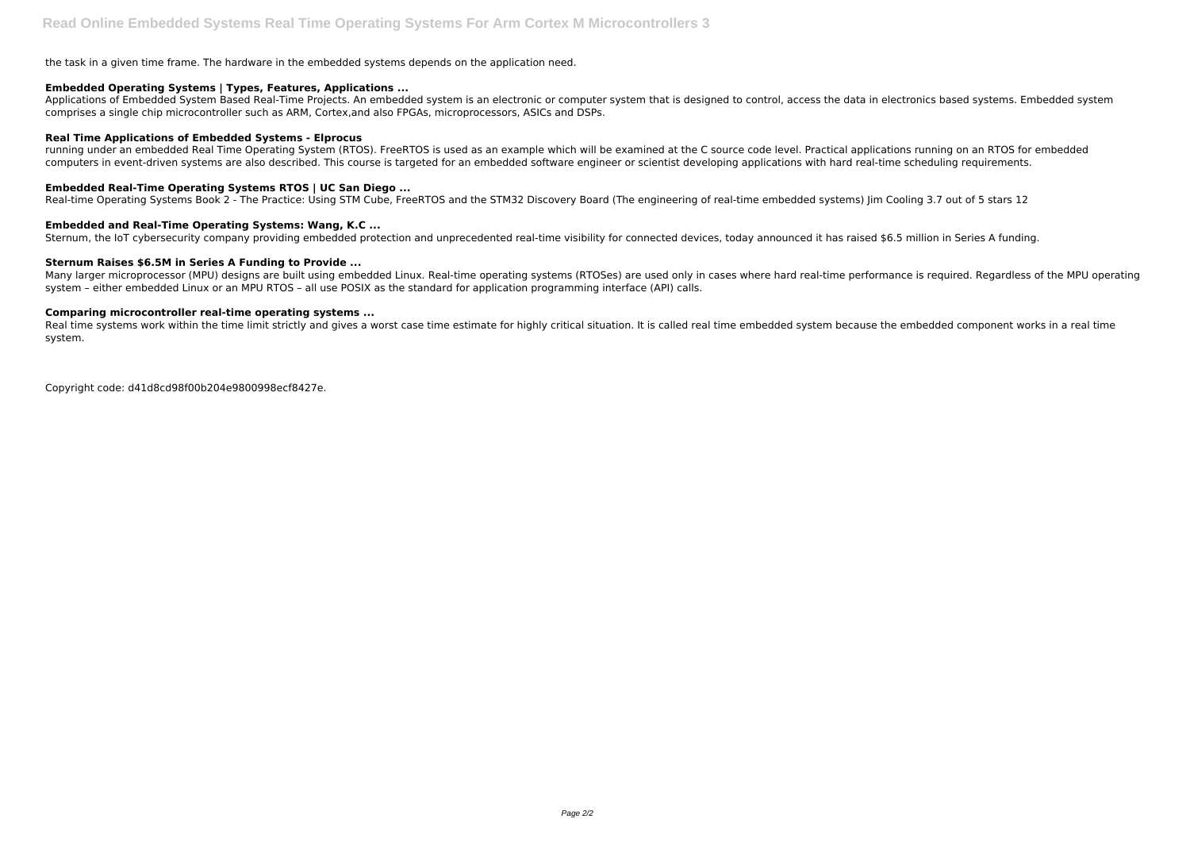the task in a given time frame. The hardware in the embedded systems depends on the application need.

### Embedded Operating Systems | Types, Features, Applications ...

Applications of Embedded System Based Real-Time Projects. An embedded system is an electronic or computer system that is designed to control, access the data in electronics based systems. Embedded system comprises a single chip microcontroller such as ARM, Cortex,and also FPGAs, microprocessors, ASICs and DSPs.

### Real Time Applications of Embedded Systems - Elprocus

running under an embedded Real Time Operating System (RTOS). FreeRTOS is used as an example which will be examined at the C source code level. Practical applications running on an RTOS for embedded computers in event-driven systems are also described. This course is targeted for an embedded software engineer or scientist developing applications with hard real-time scheduling requirements.

### Embedded Real-Time Operating Systems RTOS | UC San Diego ...

Real-time Operating Systems Book 2 - The Practice: Using STM Cube, FreeRTOS and the STM32 Discovery Board (The engineering of real-time embedded systems) Jim Cooling 3.7 out of 5 stars 12

### Embedded and Real-Time Operating Systems: Wang, K.C ...

Sternum, the IoT cybersecurity company providing embedded protection and unprecedented real-time visibility for connected devices, today announced it has raised $6.5 million in Series A funding.

### Sternum Raises $6.5M in Series A Funding to Provide ...

Many larger microprocessor (MPU) designs are built using embedded Linux. Real-time operating systems (RTOSes) are used only in cases where hard real-time performance is required. Regardless of the MPU operating system – either embedded Linux or an MPU RTOS – all use POSIX as the standard for application programming interface (API) calls.

### Comparing microcontroller real-time operating systems ...

Real time systems work within the time limit strictly and gives a worst case time estimate for highly critical situation. It is called real time embedded system because the embedded component works in a real time system.

Copyright code: d41d8cd98f00b204e9800998ecf8427e.